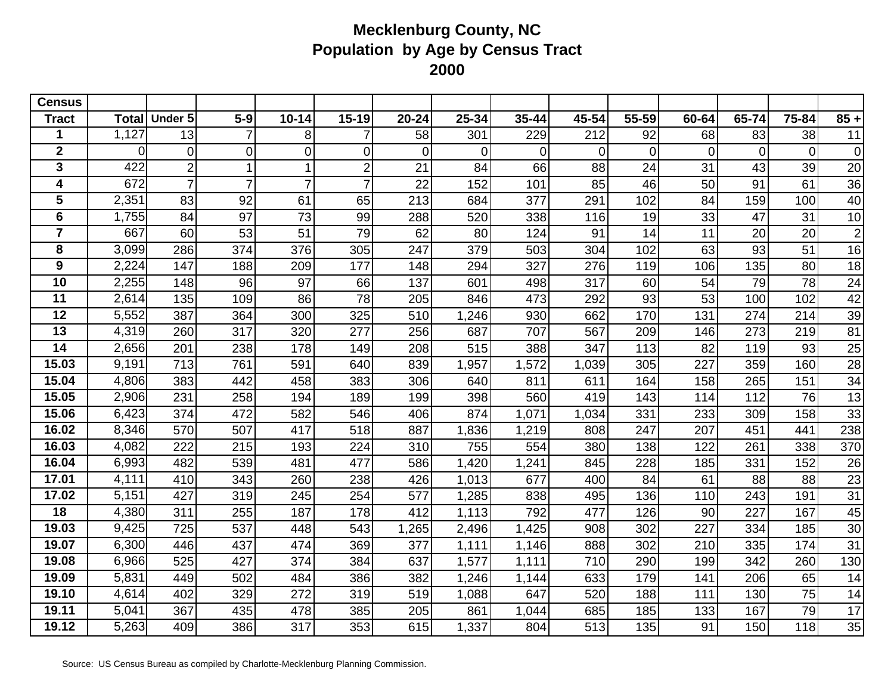# Mecklenburg County, NC
## Population by Age by Census Tract
## 2000

| Census Tract | Total | Under 5 | 5-9 | 10-14 | 15-19 | 20-24 | 25-34 | 35-44 | 45-54 | 55-59 | 60-64 | 65-74 | 75-84 | 85 + |
|---|---|---|---|---|---|---|---|---|---|---|---|---|---|---|
| 1 | 1,127 | 13 | 7 | 8 | 7 | 58 | 301 | 229 | 212 | 92 | 68 | 83 | 38 | 11 |
| 2 | 0 | 0 | 0 | 0 | 0 | 0 | 0 | 0 | 0 | 0 | 0 | 0 | 0 | 0 |
| 3 | 422 | 2 | 1 | 1 | 2 | 21 | 84 | 66 | 88 | 24 | 31 | 43 | 39 | 20 |
| 4 | 672 | 7 | 7 | 7 | 7 | 22 | 152 | 101 | 85 | 46 | 50 | 91 | 61 | 36 |
| 5 | 2,351 | 83 | 92 | 61 | 65 | 213 | 684 | 377 | 291 | 102 | 84 | 159 | 100 | 40 |
| 6 | 1,755 | 84 | 97 | 73 | 99 | 288 | 520 | 338 | 116 | 19 | 33 | 47 | 31 | 10 |
| 7 | 667 | 60 | 53 | 51 | 79 | 62 | 80 | 124 | 91 | 14 | 11 | 20 | 20 | 2 |
| 8 | 3,099 | 286 | 374 | 376 | 305 | 247 | 379 | 503 | 304 | 102 | 63 | 93 | 51 | 16 |
| 9 | 2,224 | 147 | 188 | 209 | 177 | 148 | 294 | 327 | 276 | 119 | 106 | 135 | 80 | 18 |
| 10 | 2,255 | 148 | 96 | 97 | 66 | 137 | 601 | 498 | 317 | 60 | 54 | 79 | 78 | 24 |
| 11 | 2,614 | 135 | 109 | 86 | 78 | 205 | 846 | 473 | 292 | 93 | 53 | 100 | 102 | 42 |
| 12 | 5,552 | 387 | 364 | 300 | 325 | 510 | 1,246 | 930 | 662 | 170 | 131 | 274 | 214 | 39 |
| 13 | 4,319 | 260 | 317 | 320 | 277 | 256 | 687 | 707 | 567 | 209 | 146 | 273 | 219 | 81 |
| 14 | 2,656 | 201 | 238 | 178 | 149 | 208 | 515 | 388 | 347 | 113 | 82 | 119 | 93 | 25 |
| 15.03 | 9,191 | 713 | 761 | 591 | 640 | 839 | 1,957 | 1,572 | 1,039 | 305 | 227 | 359 | 160 | 28 |
| 15.04 | 4,806 | 383 | 442 | 458 | 383 | 306 | 640 | 811 | 611 | 164 | 158 | 265 | 151 | 34 |
| 15.05 | 2,906 | 231 | 258 | 194 | 189 | 199 | 398 | 560 | 419 | 143 | 114 | 112 | 76 | 13 |
| 15.06 | 6,423 | 374 | 472 | 582 | 546 | 406 | 874 | 1,071 | 1,034 | 331 | 233 | 309 | 158 | 33 |
| 16.02 | 8,346 | 570 | 507 | 417 | 518 | 887 | 1,836 | 1,219 | 808 | 247 | 207 | 451 | 441 | 238 |
| 16.03 | 4,082 | 222 | 215 | 193 | 224 | 310 | 755 | 554 | 380 | 138 | 122 | 261 | 338 | 370 |
| 16.04 | 6,993 | 482 | 539 | 481 | 477 | 586 | 1,420 | 1,241 | 845 | 228 | 185 | 331 | 152 | 26 |
| 17.01 | 4,111 | 410 | 343 | 260 | 238 | 426 | 1,013 | 677 | 400 | 84 | 61 | 88 | 88 | 23 |
| 17.02 | 5,151 | 427 | 319 | 245 | 254 | 577 | 1,285 | 838 | 495 | 136 | 110 | 243 | 191 | 31 |
| 18 | 4,380 | 311 | 255 | 187 | 178 | 412 | 1,113 | 792 | 477 | 126 | 90 | 227 | 167 | 45 |
| 19.03 | 9,425 | 725 | 537 | 448 | 543 | 1,265 | 2,496 | 1,425 | 908 | 302 | 227 | 334 | 185 | 30 |
| 19.07 | 6,300 | 446 | 437 | 474 | 369 | 377 | 1,111 | 1,146 | 888 | 302 | 210 | 335 | 174 | 31 |
| 19.08 | 6,966 | 525 | 427 | 374 | 384 | 637 | 1,577 | 1,111 | 710 | 290 | 199 | 342 | 260 | 130 |
| 19.09 | 5,831 | 449 | 502 | 484 | 386 | 382 | 1,246 | 1,144 | 633 | 179 | 141 | 206 | 65 | 14 |
| 19.10 | 4,614 | 402 | 329 | 272 | 319 | 519 | 1,088 | 647 | 520 | 188 | 111 | 130 | 75 | 14 |
| 19.11 | 5,041 | 367 | 435 | 478 | 385 | 205 | 861 | 1,044 | 685 | 185 | 133 | 167 | 79 | 17 |
| 19.12 | 5,263 | 409 | 386 | 317 | 353 | 615 | 1,337 | 804 | 513 | 135 | 91 | 150 | 118 | 35 |

Source: US Census Bureau as compiled by Charlotte-Mecklenburg Planning Commission.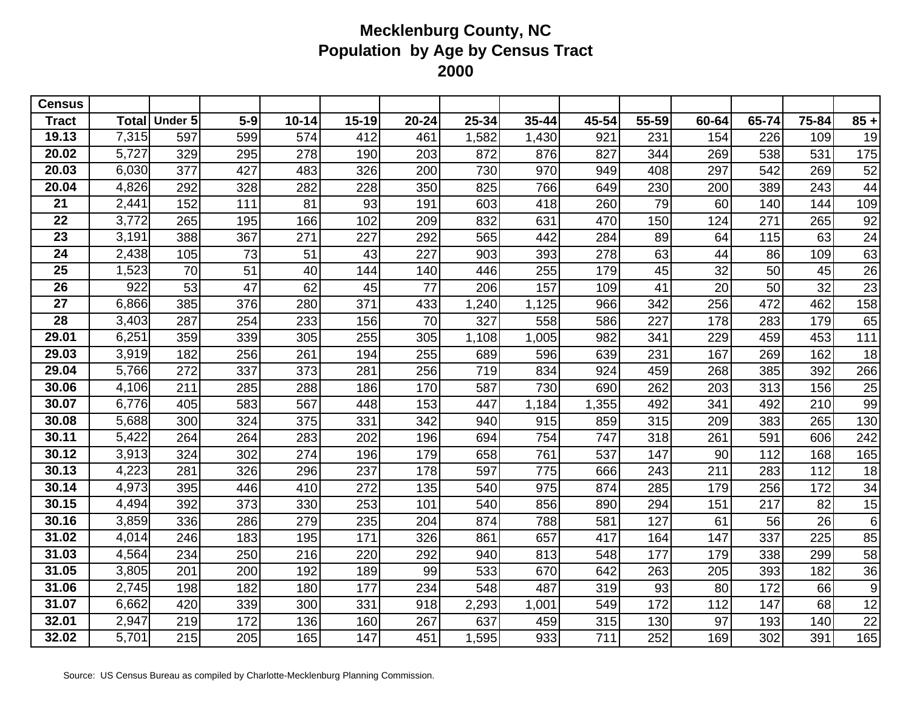# Mecklenburg County, NC
## Population by Age by Census Tract
## 2000

| Census Tract | Total | Under 5 | 5-9 | 10-14 | 15-19 | 20-24 | 25-34 | 35-44 | 45-54 | 55-59 | 60-64 | 65-74 | 75-84 | 85 + |
|---|---|---|---|---|---|---|---|---|---|---|---|---|---|---|
| 19.13 | 7,315 | 597 | 599 | 574 | 412 | 461 | 1,582 | 1,430 | 921 | 231 | 154 | 226 | 109 | 19 |
| 20.02 | 5,727 | 329 | 295 | 278 | 190 | 203 | 872 | 876 | 827 | 344 | 269 | 538 | 531 | 175 |
| 20.03 | 6,030 | 377 | 427 | 483 | 326 | 200 | 730 | 970 | 949 | 408 | 297 | 542 | 269 | 52 |
| 20.04 | 4,826 | 292 | 328 | 282 | 228 | 350 | 825 | 766 | 649 | 230 | 200 | 389 | 243 | 44 |
| 21 | 2,441 | 152 | 111 | 81 | 93 | 191 | 603 | 418 | 260 | 79 | 60 | 140 | 144 | 109 |
| 22 | 3,772 | 265 | 195 | 166 | 102 | 209 | 832 | 631 | 470 | 150 | 124 | 271 | 265 | 92 |
| 23 | 3,191 | 388 | 367 | 271 | 227 | 292 | 565 | 442 | 284 | 89 | 64 | 115 | 63 | 24 |
| 24 | 2,438 | 105 | 73 | 51 | 43 | 227 | 903 | 393 | 278 | 63 | 44 | 86 | 109 | 63 |
| 25 | 1,523 | 70 | 51 | 40 | 144 | 140 | 446 | 255 | 179 | 45 | 32 | 50 | 45 | 26 |
| 26 | 922 | 53 | 47 | 62 | 45 | 77 | 206 | 157 | 109 | 41 | 20 | 50 | 32 | 23 |
| 27 | 6,866 | 385 | 376 | 280 | 371 | 433 | 1,240 | 1,125 | 966 | 342 | 256 | 472 | 462 | 158 |
| 28 | 3,403 | 287 | 254 | 233 | 156 | 70 | 327 | 558 | 586 | 227 | 178 | 283 | 179 | 65 |
| 29.01 | 6,251 | 359 | 339 | 305 | 255 | 305 | 1,108 | 1,005 | 982 | 341 | 229 | 459 | 453 | 111 |
| 29.03 | 3,919 | 182 | 256 | 261 | 194 | 255 | 689 | 596 | 639 | 231 | 167 | 269 | 162 | 18 |
| 29.04 | 5,766 | 272 | 337 | 373 | 281 | 256 | 719 | 834 | 924 | 459 | 268 | 385 | 392 | 266 |
| 30.06 | 4,106 | 211 | 285 | 288 | 186 | 170 | 587 | 730 | 690 | 262 | 203 | 313 | 156 | 25 |
| 30.07 | 6,776 | 405 | 583 | 567 | 448 | 153 | 447 | 1,184 | 1,355 | 492 | 341 | 492 | 210 | 99 |
| 30.08 | 5,688 | 300 | 324 | 375 | 331 | 342 | 940 | 915 | 859 | 315 | 209 | 383 | 265 | 130 |
| 30.11 | 5,422 | 264 | 264 | 283 | 202 | 196 | 694 | 754 | 747 | 318 | 261 | 591 | 606 | 242 |
| 30.12 | 3,913 | 324 | 302 | 274 | 196 | 179 | 658 | 761 | 537 | 147 | 90 | 112 | 168 | 165 |
| 30.13 | 4,223 | 281 | 326 | 296 | 237 | 178 | 597 | 775 | 666 | 243 | 211 | 283 | 112 | 18 |
| 30.14 | 4,973 | 395 | 446 | 410 | 272 | 135 | 540 | 975 | 874 | 285 | 179 | 256 | 172 | 34 |
| 30.15 | 4,494 | 392 | 373 | 330 | 253 | 101 | 540 | 856 | 890 | 294 | 151 | 217 | 82 | 15 |
| 30.16 | 3,859 | 336 | 286 | 279 | 235 | 204 | 874 | 788 | 581 | 127 | 61 | 56 | 26 | 6 |
| 31.02 | 4,014 | 246 | 183 | 195 | 171 | 326 | 861 | 657 | 417 | 164 | 147 | 337 | 225 | 85 |
| 31.03 | 4,564 | 234 | 250 | 216 | 220 | 292 | 940 | 813 | 548 | 177 | 179 | 338 | 299 | 58 |
| 31.05 | 3,805 | 201 | 200 | 192 | 189 | 99 | 533 | 670 | 642 | 263 | 205 | 393 | 182 | 36 |
| 31.06 | 2,745 | 198 | 182 | 180 | 177 | 234 | 548 | 487 | 319 | 93 | 80 | 172 | 66 | 9 |
| 31.07 | 6,662 | 420 | 339 | 300 | 331 | 918 | 2,293 | 1,001 | 549 | 172 | 112 | 147 | 68 | 12 |
| 32.01 | 2,947 | 219 | 172 | 136 | 160 | 267 | 637 | 459 | 315 | 130 | 97 | 193 | 140 | 22 |
| 32.02 | 5,701 | 215 | 205 | 165 | 147 | 451 | 1,595 | 933 | 711 | 252 | 169 | 302 | 391 | 165 |

Source: US Census Bureau as compiled by Charlotte-Mecklenburg Planning Commission.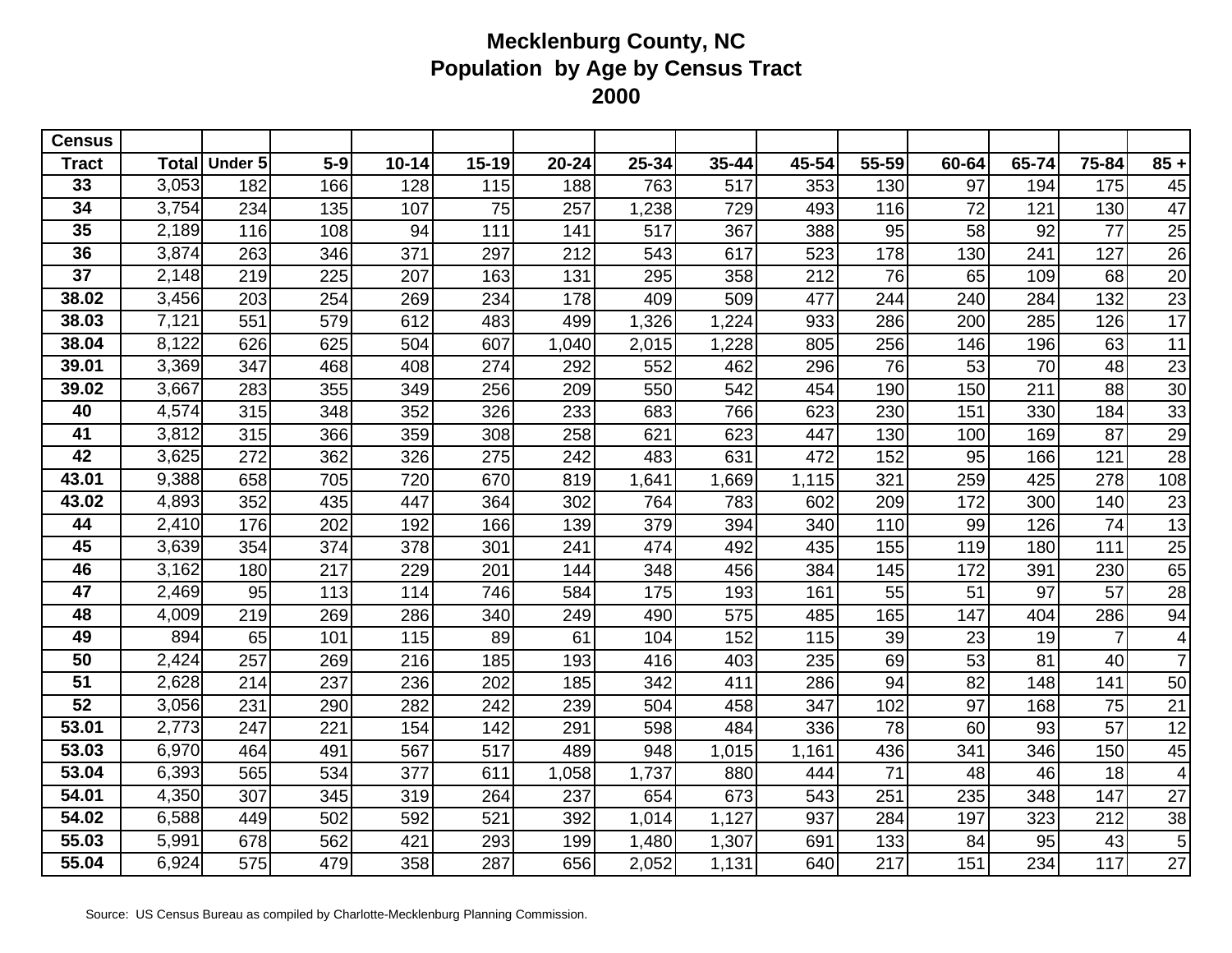# Mecklenburg County, NC
# Population by Age by Census Tract
# 2000

| Census Tract | Total | Under 5 | 5-9 | 10-14 | 15-19 | 20-24 | 25-34 | 35-44 | 45-54 | 55-59 | 60-64 | 65-74 | 75-84 | 85 + |
|---|---|---|---|---|---|---|---|---|---|---|---|---|---|---|
| 33 | 3,053 | 182 | 166 | 128 | 115 | 188 | 763 | 517 | 353 | 130 | 97 | 194 | 175 | 45 |
| 34 | 3,754 | 234 | 135 | 107 | 75 | 257 | 1,238 | 729 | 493 | 116 | 72 | 121 | 130 | 47 |
| 35 | 2,189 | 116 | 108 | 94 | 111 | 141 | 517 | 367 | 388 | 95 | 58 | 92 | 77 | 25 |
| 36 | 3,874 | 263 | 346 | 371 | 297 | 212 | 543 | 617 | 523 | 178 | 130 | 241 | 127 | 26 |
| 37 | 2,148 | 219 | 225 | 207 | 163 | 131 | 295 | 358 | 212 | 76 | 65 | 109 | 68 | 20 |
| 38.02 | 3,456 | 203 | 254 | 269 | 234 | 178 | 409 | 509 | 477 | 244 | 240 | 284 | 132 | 23 |
| 38.03 | 7,121 | 551 | 579 | 612 | 483 | 499 | 1,326 | 1,224 | 933 | 286 | 200 | 285 | 126 | 17 |
| 38.04 | 8,122 | 626 | 625 | 504 | 607 | 1,040 | 2,015 | 1,228 | 805 | 256 | 146 | 196 | 63 | 11 |
| 39.01 | 3,369 | 347 | 468 | 408 | 274 | 292 | 552 | 462 | 296 | 76 | 53 | 70 | 48 | 23 |
| 39.02 | 3,667 | 283 | 355 | 349 | 256 | 209 | 550 | 542 | 454 | 190 | 150 | 211 | 88 | 30 |
| 40 | 4,574 | 315 | 348 | 352 | 326 | 233 | 683 | 766 | 623 | 230 | 151 | 330 | 184 | 33 |
| 41 | 3,812 | 315 | 366 | 359 | 308 | 258 | 621 | 623 | 447 | 130 | 100 | 169 | 87 | 29 |
| 42 | 3,625 | 272 | 362 | 326 | 275 | 242 | 483 | 631 | 472 | 152 | 95 | 166 | 121 | 28 |
| 43.01 | 9,388 | 658 | 705 | 720 | 670 | 819 | 1,641 | 1,669 | 1,115 | 321 | 259 | 425 | 278 | 108 |
| 43.02 | 4,893 | 352 | 435 | 447 | 364 | 302 | 764 | 783 | 602 | 209 | 172 | 300 | 140 | 23 |
| 44 | 2,410 | 176 | 202 | 192 | 166 | 139 | 379 | 394 | 340 | 110 | 99 | 126 | 74 | 13 |
| 45 | 3,639 | 354 | 374 | 378 | 301 | 241 | 474 | 492 | 435 | 155 | 119 | 180 | 111 | 25 |
| 46 | 3,162 | 180 | 217 | 229 | 201 | 144 | 348 | 456 | 384 | 145 | 172 | 391 | 230 | 65 |
| 47 | 2,469 | 95 | 113 | 114 | 746 | 584 | 175 | 193 | 161 | 55 | 51 | 97 | 57 | 28 |
| 48 | 4,009 | 219 | 269 | 286 | 340 | 249 | 490 | 575 | 485 | 165 | 147 | 404 | 286 | 94 |
| 49 | 894 | 65 | 101 | 115 | 89 | 61 | 104 | 152 | 115 | 39 | 23 | 19 | 7 | 4 |
| 50 | 2,424 | 257 | 269 | 216 | 185 | 193 | 416 | 403 | 235 | 69 | 53 | 81 | 40 | 7 |
| 51 | 2,628 | 214 | 237 | 236 | 202 | 185 | 342 | 411 | 286 | 94 | 82 | 148 | 141 | 50 |
| 52 | 3,056 | 231 | 290 | 282 | 242 | 239 | 504 | 458 | 347 | 102 | 97 | 168 | 75 | 21 |
| 53.01 | 2,773 | 247 | 221 | 154 | 142 | 291 | 598 | 484 | 336 | 78 | 60 | 93 | 57 | 12 |
| 53.03 | 6,970 | 464 | 491 | 567 | 517 | 489 | 948 | 1,015 | 1,161 | 436 | 341 | 346 | 150 | 45 |
| 53.04 | 6,393 | 565 | 534 | 377 | 611 | 1,058 | 1,737 | 880 | 444 | 71 | 48 | 46 | 18 | 4 |
| 54.01 | 4,350 | 307 | 345 | 319 | 264 | 237 | 654 | 673 | 543 | 251 | 235 | 348 | 147 | 27 |
| 54.02 | 6,588 | 449 | 502 | 592 | 521 | 392 | 1,014 | 1,127 | 937 | 284 | 197 | 323 | 212 | 38 |
| 55.03 | 5,991 | 678 | 562 | 421 | 293 | 199 | 1,480 | 1,307 | 691 | 133 | 84 | 95 | 43 | 5 |
| 55.04 | 6,924 | 575 | 479 | 358 | 287 | 656 | 2,052 | 1,131 | 640 | 217 | 151 | 234 | 117 | 27 |

Source: US Census Bureau as compiled by Charlotte-Mecklenburg Planning Commission.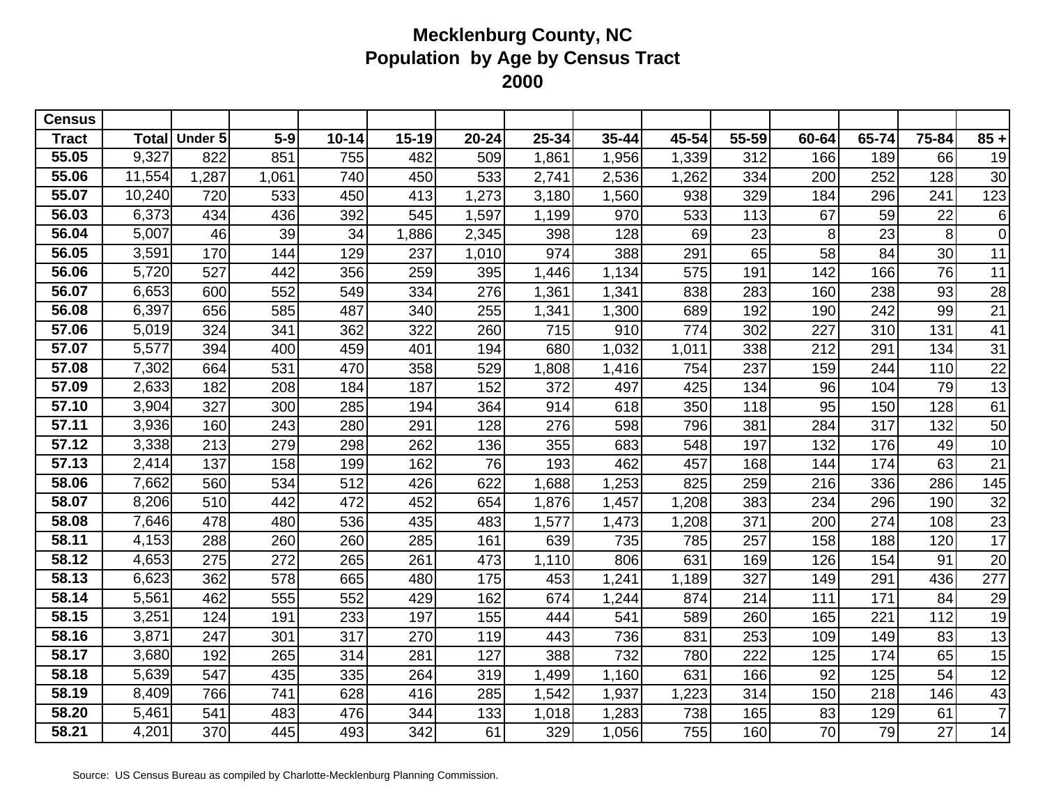# Mecklenburg County, NC
## Population by Age by Census Tract
## 2000

| Census Tract | Total | Under 5 | 5-9 | 10-14 | 15-19 | 20-24 | 25-34 | 35-44 | 45-54 | 55-59 | 60-64 | 65-74 | 75-84 | 85 + |
|---|---|---|---|---|---|---|---|---|---|---|---|---|---|---|
| 55.05 | 9,327 | 822 | 851 | 755 | 482 | 509 | 1,861 | 1,956 | 1,339 | 312 | 166 | 189 | 66 | 19 |
| 55.06 | 11,554 | 1,287 | 1,061 | 740 | 450 | 533 | 2,741 | 2,536 | 1,262 | 334 | 200 | 252 | 128 | 30 |
| 55.07 | 10,240 | 720 | 533 | 450 | 413 | 1,273 | 3,180 | 1,560 | 938 | 329 | 184 | 296 | 241 | 123 |
| 56.03 | 6,373 | 434 | 436 | 392 | 545 | 1,597 | 1,199 | 970 | 533 | 113 | 67 | 59 | 22 | 6 |
| 56.04 | 5,007 | 46 | 39 | 34 | 1,886 | 2,345 | 398 | 128 | 69 | 23 | 8 | 23 | 8 | 0 |
| 56.05 | 3,591 | 170 | 144 | 129 | 237 | 1,010 | 974 | 388 | 291 | 65 | 58 | 84 | 30 | 11 |
| 56.06 | 5,720 | 527 | 442 | 356 | 259 | 395 | 1,446 | 1,134 | 575 | 191 | 142 | 166 | 76 | 11 |
| 56.07 | 6,653 | 600 | 552 | 549 | 334 | 276 | 1,361 | 1,341 | 838 | 283 | 160 | 238 | 93 | 28 |
| 56.08 | 6,397 | 656 | 585 | 487 | 340 | 255 | 1,341 | 1,300 | 689 | 192 | 190 | 242 | 99 | 21 |
| 57.06 | 5,019 | 324 | 341 | 362 | 322 | 260 | 715 | 910 | 774 | 302 | 227 | 310 | 131 | 41 |
| 57.07 | 5,577 | 394 | 400 | 459 | 401 | 194 | 680 | 1,032 | 1,011 | 338 | 212 | 291 | 134 | 31 |
| 57.08 | 7,302 | 664 | 531 | 470 | 358 | 529 | 1,808 | 1,416 | 754 | 237 | 159 | 244 | 110 | 22 |
| 57.09 | 2,633 | 182 | 208 | 184 | 187 | 152 | 372 | 497 | 425 | 134 | 96 | 104 | 79 | 13 |
| 57.10 | 3,904 | 327 | 300 | 285 | 194 | 364 | 914 | 618 | 350 | 118 | 95 | 150 | 128 | 61 |
| 57.11 | 3,936 | 160 | 243 | 280 | 291 | 128 | 276 | 598 | 796 | 381 | 284 | 317 | 132 | 50 |
| 57.12 | 3,338 | 213 | 279 | 298 | 262 | 136 | 355 | 683 | 548 | 197 | 132 | 176 | 49 | 10 |
| 57.13 | 2,414 | 137 | 158 | 199 | 162 | 76 | 193 | 462 | 457 | 168 | 144 | 174 | 63 | 21 |
| 58.06 | 7,662 | 560 | 534 | 512 | 426 | 622 | 1,688 | 1,253 | 825 | 259 | 216 | 336 | 286 | 145 |
| 58.07 | 8,206 | 510 | 442 | 472 | 452 | 654 | 1,876 | 1,457 | 1,208 | 383 | 234 | 296 | 190 | 32 |
| 58.08 | 7,646 | 478 | 480 | 536 | 435 | 483 | 1,577 | 1,473 | 1,208 | 371 | 200 | 274 | 108 | 23 |
| 58.11 | 4,153 | 288 | 260 | 260 | 285 | 161 | 639 | 735 | 785 | 257 | 158 | 188 | 120 | 17 |
| 58.12 | 4,653 | 275 | 272 | 265 | 261 | 473 | 1,110 | 806 | 631 | 169 | 126 | 154 | 91 | 20 |
| 58.13 | 6,623 | 362 | 578 | 665 | 480 | 175 | 453 | 1,241 | 1,189 | 327 | 149 | 291 | 436 | 277 |
| 58.14 | 5,561 | 462 | 555 | 552 | 429 | 162 | 674 | 1,244 | 874 | 214 | 111 | 171 | 84 | 29 |
| 58.15 | 3,251 | 124 | 191 | 233 | 197 | 155 | 444 | 541 | 589 | 260 | 165 | 221 | 112 | 19 |
| 58.16 | 3,871 | 247 | 301 | 317 | 270 | 119 | 443 | 736 | 831 | 253 | 109 | 149 | 83 | 13 |
| 58.17 | 3,680 | 192 | 265 | 314 | 281 | 127 | 388 | 732 | 780 | 222 | 125 | 174 | 65 | 15 |
| 58.18 | 5,639 | 547 | 435 | 335 | 264 | 319 | 1,499 | 1,160 | 631 | 166 | 92 | 125 | 54 | 12 |
| 58.19 | 8,409 | 766 | 741 | 628 | 416 | 285 | 1,542 | 1,937 | 1,223 | 314 | 150 | 218 | 146 | 43 |
| 58.20 | 5,461 | 541 | 483 | 476 | 344 | 133 | 1,018 | 1,283 | 738 | 165 | 83 | 129 | 61 | 7 |
| 58.21 | 4,201 | 370 | 445 | 493 | 342 | 61 | 329 | 1,056 | 755 | 160 | 70 | 79 | 27 | 14 |

Source: US Census Bureau as compiled by Charlotte-Mecklenburg Planning Commission.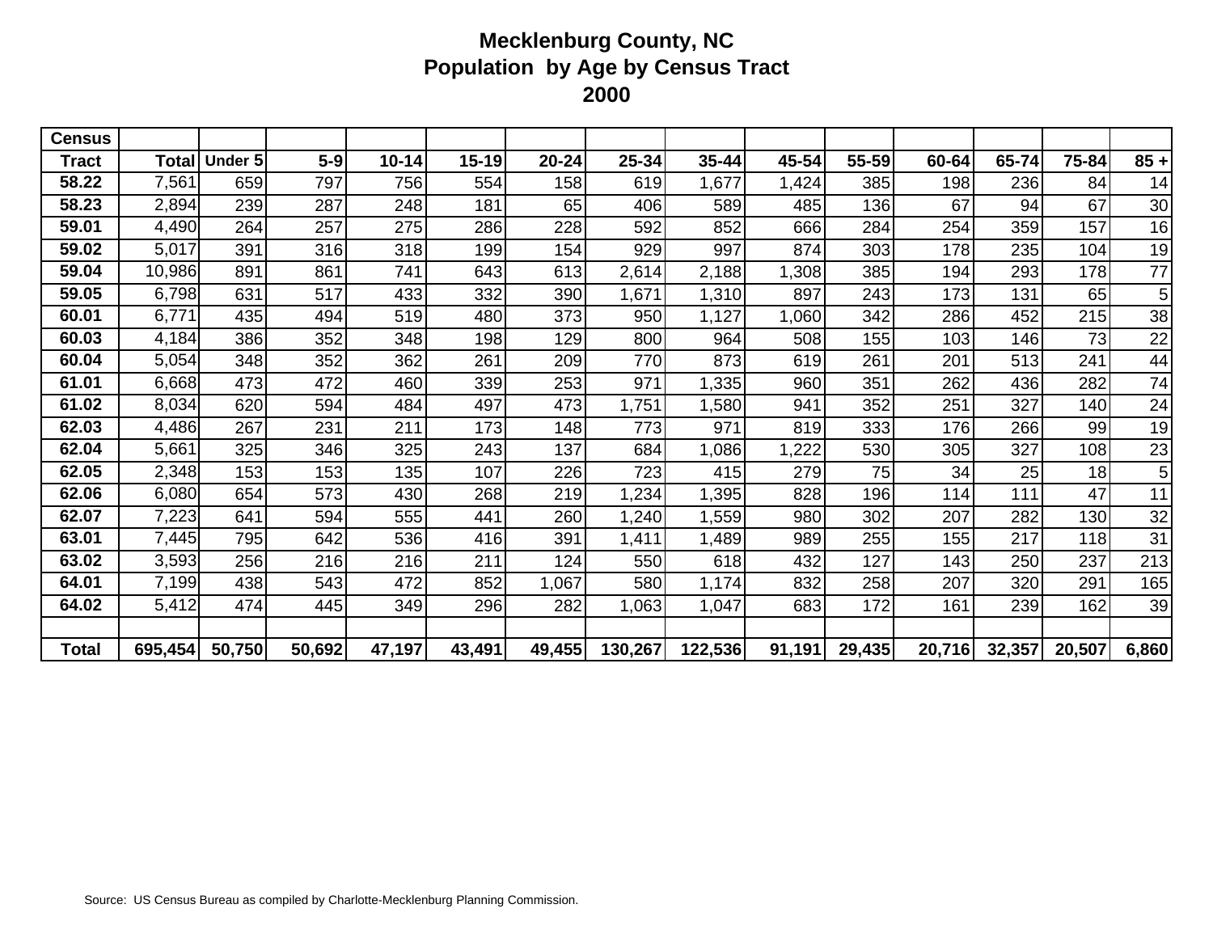# Mecklenburg County, NC
## Population by Age by Census Tract
## 2000

| Census Tract | Total | Under 5 | 5-9 | 10-14 | 15-19 | 20-24 | 25-34 | 35-44 | 45-54 | 55-59 | 60-64 | 65-74 | 75-84 | 85 + |
|---|---|---|---|---|---|---|---|---|---|---|---|---|---|---|
| 58.22 | 7,561 | 659 | 797 | 756 | 554 | 158 | 619 | 1,677 | 1,424 | 385 | 198 | 236 | 84 | 14 |
| 58.23 | 2,894 | 239 | 287 | 248 | 181 | 65 | 406 | 589 | 485 | 136 | 67 | 94 | 67 | 30 |
| 59.01 | 4,490 | 264 | 257 | 275 | 286 | 228 | 592 | 852 | 666 | 284 | 254 | 359 | 157 | 16 |
| 59.02 | 5,017 | 391 | 316 | 318 | 199 | 154 | 929 | 997 | 874 | 303 | 178 | 235 | 104 | 19 |
| 59.04 | 10,986 | 891 | 861 | 741 | 643 | 613 | 2,614 | 2,188 | 1,308 | 385 | 194 | 293 | 178 | 77 |
| 59.05 | 6,798 | 631 | 517 | 433 | 332 | 390 | 1,671 | 1,310 | 897 | 243 | 173 | 131 | 65 | 5 |
| 60.01 | 6,771 | 435 | 494 | 519 | 480 | 373 | 950 | 1,127 | 1,060 | 342 | 286 | 452 | 215 | 38 |
| 60.03 | 4,184 | 386 | 352 | 348 | 198 | 129 | 800 | 964 | 508 | 155 | 103 | 146 | 73 | 22 |
| 60.04 | 5,054 | 348 | 352 | 362 | 261 | 209 | 770 | 873 | 619 | 261 | 201 | 513 | 241 | 44 |
| 61.01 | 6,668 | 473 | 472 | 460 | 339 | 253 | 971 | 1,335 | 960 | 351 | 262 | 436 | 282 | 74 |
| 61.02 | 8,034 | 620 | 594 | 484 | 497 | 473 | 1,751 | 1,580 | 941 | 352 | 251 | 327 | 140 | 24 |
| 62.03 | 4,486 | 267 | 231 | 211 | 173 | 148 | 773 | 971 | 819 | 333 | 176 | 266 | 99 | 19 |
| 62.04 | 5,661 | 325 | 346 | 325 | 243 | 137 | 684 | 1,086 | 1,222 | 530 | 305 | 327 | 108 | 23 |
| 62.05 | 2,348 | 153 | 153 | 135 | 107 | 226 | 723 | 415 | 279 | 75 | 34 | 25 | 18 | 5 |
| 62.06 | 6,080 | 654 | 573 | 430 | 268 | 219 | 1,234 | 1,395 | 828 | 196 | 114 | 111 | 47 | 11 |
| 62.07 | 7,223 | 641 | 594 | 555 | 441 | 260 | 1,240 | 1,559 | 980 | 302 | 207 | 282 | 130 | 32 |
| 63.01 | 7,445 | 795 | 642 | 536 | 416 | 391 | 1,411 | 1,489 | 989 | 255 | 155 | 217 | 118 | 31 |
| 63.02 | 3,593 | 256 | 216 | 216 | 211 | 124 | 550 | 618 | 432 | 127 | 143 | 250 | 237 | 213 |
| 64.01 | 7,199 | 438 | 543 | 472 | 852 | 1,067 | 580 | 1,174 | 832 | 258 | 207 | 320 | 291 | 165 |
| 64.02 | 5,412 | 474 | 445 | 349 | 296 | 282 | 1,063 | 1,047 | 683 | 172 | 161 | 239 | 162 | 39 |
| | | | | | | | | | | | | | | |
| **Total** | **695,454** | **50,750** | **50,692** | **47,197** | **43,491** | **49,455** | **130,267** | **122,536** | **91,191** | **29,435** | **20,716** | **32,357** | **20,507** | **6,860** |

Source: US Census Bureau as compiled by Charlotte-Mecklenburg Planning Commission.